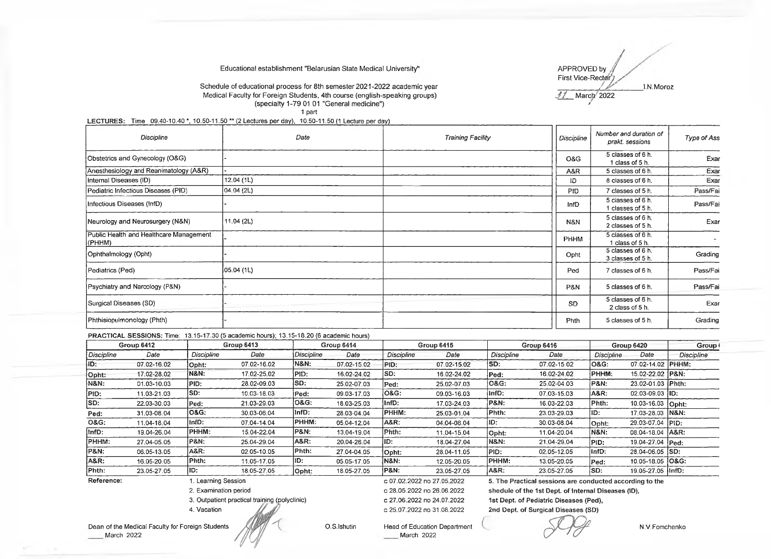Educational establishment "Belarusian State Medical University"

APPROVED by
First Vice-Rector
_______________ I.N.Moroz
31 March 2022

Schedule of educational process for 8th semester 2021-2022 academic year
Medical Faculty for Foreign Students, 4th course (english-speaking groups)
(specialty 1-79 01 01 "General medicine")
1 part

**LECTURES:** Time 09.40-10.40 *, 10.50-11.50 ** (2 Lectures per day), 10.50-11.50 (1 Lecture per day)

| *Discipline* | *Date* | *Training Facility* |
|---|---|---|
| Obstetrics and Gynecology (O&G) | - | |
| Anesthesiology and Reanimatology (A&R) | - | |
| Internal Diseases (ID) | 12.04 (1L) | |
| Pediatric Infectious Diseases (PID) | 04.04 (2L) | |
| Infectious Diseases (InfD) | - | |
| Neurology and Neurosurgery (N&N) | 11.04 (2L) | |
| Public Health and Healthcare Management (PHHM) | - | |
| Ophthalmology (Opht) | - | |
| Pediatrics (Ped) | 05.04 (1L) | |
| Psychiatry and Narcology (P&N) | - | |
| Surgical Diseases (SD) | - | |
| Phthisiopulmonology (Phth) | - | |

| *Discipline* | *Number and duration of prakt. sessions* | *Type of Ass* |
|---|---|---|
| O&G | 5 classes of 6 h. 1 class of 5 h. | Exar |
| A&R | 5 classes of 6 h. | Exar |
| ID | 8 classes of 6 h. | Exar |
| PID | 7 classes of 5 h. | Pass/Fai |
| InfD | 5 classes of 6 h. 1 classes of 5 h. | Pass/Fai |
| N&N | 5 classes of 6 h. 2 classes of 5 h. | Exar |
| PHHM | 5 classes of 6 h. 1 class of 5 h. | - |
| Opht | 5 classes of 6 h. 3 classes of 5 h. | Grading |
| Ped | 7 classes of 6 h. | Pass/Fai |
| P&N | 5 classes of 6 h. | Pass/Fai |
| SD | 5 classes of 6 h. 2 class of 5 h. | Exar |
| Phth | 5 classes of 5 h. | Grading |

**PRACTICAL SESSIONS:** Time: 13.15-17.30 (5 academic hours); 13.15-18.20 (6 academic hours)

| Group 6412 | | Group 6413 | | Group 6414 | | Group 6415 | | Group 6416 | | Group 6420 | | Group |
|---|---|---|---|---|---|---|---|---|---|---|---|---|
| *Discipline* | *Date* | *Discipline* | *Date* | *Discipline* | *Date* | *Discipline* | *Date* | *Discipline* | *Date* | *Discipline* | *Date* | *Discipline* |
| ID: | 07.02-16.02 | Opht: | 07.02-16.02 | N&N: | 07.02-15.02 | PID: | 07.02-15.02 | SD: | 07.02-15.02 | O&G: | 07.02-14.02 | PHHM: |
| Opht: | 17.02-28.02 | N&N: | 17.02-25.02 | PID: | 16.02-24.02 | SD: | 16.02-24.02 | Ped: | 16.02-24.02 | PHHM: | 15.02-22.02 | P&N: |
| N&N: | 01.03-10.03 | PID: | 28.02-09.03 | SD: | 25.02-07.03 | Ped: | 25.02-07.03 | O&G: | 25.02-04.03 | P&N: | 23.02-01.03 | Phth: |
| PID: | 11.03-21.03 | SD: | 10.03-18.03 | Ped: | 09.03-17.03 | O&G: | 09.03-16.03 | InfD: | 07.03-15.03 | A&R: | 02.03-09.03 | ID: |
| SD: | 22.03-30.03 | Ped: | 21.03-29.03 | O&G: | 18.03-25.03 | InfD: | 17.03-24.03 | P&N: | 16.03-22.03 | Phth: | 10.03-16.03 | Opht: |
| Ped: | 31.03-08.04 | O&G: | 30.03-06.04 | InfD: | 28.03-04.04 | PHHM: | 25.03-01.04 | Phth: | 23.03-29.03 | ID: | 17.03-28.03 | N&N: |
| O&G: | 11.04-18.04 | InfD: | 07.04-14.04 | PHHM: | 05.04-12.04 | A&R: | 04.04-08.04 | ID: | 30.03-08.04 | Opht: | 29.03-07.04 | PID: |
| InfD: | 19.04-26.04 | PHHM: | 15.04-22.04 | P&N: | 13.04-19.04 | Phth: | 11.04-15.04 | Opht: | 11.04-20.04 | N&N: | 08.04-18.04 | A&R: |
| PHHM: | 27.04-05.05 | P&N: | 25.04-29.04 | A&R: | 20.04-26.04 | ID: | 18.04-27.04 | N&N: | 21.04-29.04 | PID: | 19.04-27.04 | Ped: |
| P&N: | 06.05-13.05 | A&R: | 02.05-10.05 | Phth: | 27.04-04.05 | Opht: | 28.04-11.05 | PID: | 02.05-12.05 | InfD: | 28.04-06.05 | SD: |
| A&R: | 16.05-20.05 | Phth: | 11.05-17.05 | ID: | 05.05-17.05 | N&N: | 12.05-20.05 | PHHM: | 13.05-20.05 | Ped: | 10.05-18.05 | O&G: |
| Phth: | 23.05-27.05 | ID: | 18.05-27.05 | Opht: | 18.05-27.05 | P&N: | 23.05-27.05 | A&R: | 23.05-27.05 | SD: | 19.05-27.05 | InfD: |

Reference:

1. Learning Session — с 07.02.2022 по 27.05.2022
2. Examination period — с 28.05.2022 по 26.06.2022
3. Outpatient practical training (polyclinic) — с 27.06.2022 по 24.07.2022
4. Vacation — с 25.07.2022 по 31.08.2022

**5. The Practical sessions are conducted according to the shedule of the 1st Dept. of Internal Diseases (ID), 1st Dept. of Pediatric Diseases (Ped), 2nd Dept. of Surgical Diseases (SD)**

Dean of the Medical Faculty for Foreign Students O.S.Ishutin
____ March 2022

Head of Education Department N.V.Fomchenko
____ March 2022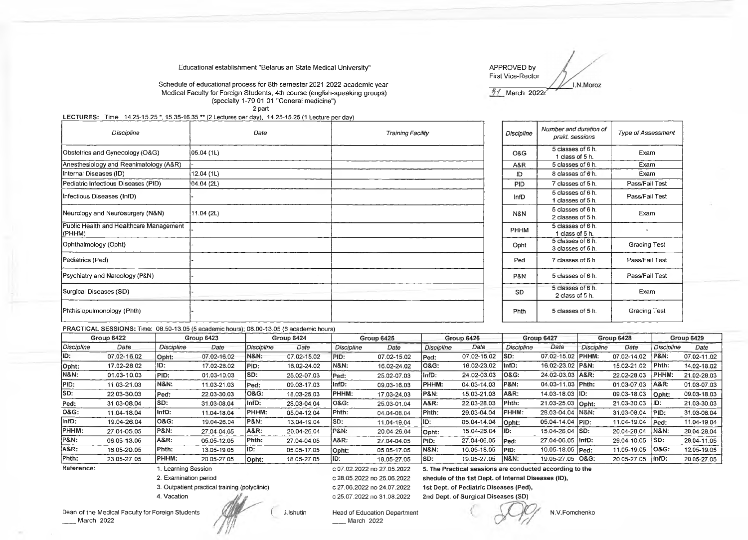Educational establishment "Belarusian State Medical University"

APPROVED by
First Vice-Rector
I.N.Moroz
31 March 2022

Schedule of educational process for 8th semester 2021-2022 academic year
Medical Faculty for Foreign Students, 4th course (english-speaking groups)
(specialty 1-79 01 01 "General medicine")
2 part

**LECTURES:** Time 14.25-15.25 *, 15.35-16.35 ** (2 Lectures per day), 14.25-15.25 (1 Lecture per day)

| Discipline | Date | Training Facility |
|---|---|---|
| Obstetrics and Gynecology (O&G) | 05.04 (1L) | |
| Anesthesiology and Reanimatology (A&R) | - | |
| Internal Diseases (ID) | 12.04 (1L) | |
| Pediatric Infectious Diseases (PID) | 04.04 (2L) | |
| Infectious Diseases (InfD) | - | |
| Neurology and Neurosurgery (N&N) | 11.04 (2L) | |
| Public Health and Healthcare Management (PHHM) | - | |
| Ophthalmology (Opht) | - | |
| Pediatrics (Ped) | - | |
| Psychiatry and Narcology (P&N) | - | |
| Surgical Diseases (SD) | - | |
| Phthisiopulmonology (Phth) | - | |

| Discipline | Number and duration of prakt. sessions | Type of Assessment |
|---|---|---|
| O&G | 5 classes of 6 h. 1 class of 5 h. | Exam |
| A&R | 5 classes of 6 h. | Exam |
| ID | 8 classes of 6 h. | Exam |
| PID | 7 classes of 5 h. | Pass/Fail Test |
| InfD | 5 classes of 6 h. 1 classes of 5 h. | Pass/Fail Test |
| N&N | 5 classes of 6 h. 2 classes of 5 h. | Exam |
| PHHM | 5 classes of 6 h. 1 class of 5 h. | - |
| Opht | 5 classes of 6 h. 3 classes of 5 h. | Grading Test |
| Ped | 7 classes of 6 h. | Pass/Fail Test |
| P&N | 5 classes of 6 h. | Pass/Fail Test |
| SD | 5 classes of 6 h. 2 class of 5 h. | Exam |
| Phth | 5 classes of 5 h. | Grading Test |

**PRACTICAL SESSIONS:** Time: 08.50-13.05 (5 academic hours); 08.00-13.05 (6 academic hours)

| Group 6422 | | Group 6423 | | Group 6424 | | Group 6425 | | Group 6426 | | Group 6427 | | Group 6428 | | Group 6429 | |
|---|---|---|---|---|---|---|---|---|---|---|---|---|---|---|---|
| Discipline | Date | Discipline | Date | Discipline | Date | Discipline | Date | Discipline | Date | Discipline | Date | Discipline | Date | Discipline | Date |
| ID: | 07.02-16.02 | Opht: | 07.02-16.02 | N&N: | 07.02-15.02 | PID: | 07.02-15.02 | Ped: | 07.02-15.02 | SD: | 07.02-15.02 | PHHM: | 07.02-14.02 | P&N: | 07.02-11.02 |
| Opht: | 17.02-28.02 | ID: | 17.02-28.02 | PID: | 16.02-24.02 | N&N: | 16.02-24.02 | O&G: | 16.02-23.02 | InfD: | 16.02-23.02 | P&N: | 15.02-21.02 | Phth: | 14.02-18.02 |
| N&N: | 01.03-10.03 | PID: | 01.03-10.03 | SD: | 25.02-07.03 | Ped: | 25.02-07.03 | InfD: | 24.02-03.03 | O&G: | 24.02-03.03 | A&R: | 22.02-28.03 | PHHM: | 21.02-28.03 |
| PID: | 11.03-21.03 | N&N: | 11.03-21.03 | Ped: | 09.03-17.03 | InfD: | 09.03-16.03 | PHHM: | 04.03-14.03 | P&N: | 04.03-11.03 | Phth: | 01.03-07.03 | A&R: | 01.03-07.03 |
| SD: | 22.03-30.03 | Ped: | 22.03-30.03 | O&G: | 18.03-25.03 | PHHM: | 17.03-24.03 | P&N: | 15.03-21.03 | A&R: | 14.03-18.03 | ID: | 09.03-18.03 | Opht: | 09.03-18.03 |
| Ped: | 31.03-08.04 | SD: | 31.03-08.04 | InfD: | 28.03-04.04 | O&G: | 25.03-01.04 | A&R: | 22.03-28.03 | Phth: | 21.03-25.03 | Opht: | 21.03-30.03 | ID: | 21.03-30.03 |
| O&G: | 11.04-18.04 | InfD: | 11.04-18.04 | PHHM: | 05.04-12.04 | Phth: | 04.04-08.04 | Phth: | 29.03-04.04 | PHHM: | 28.03-04.04 | N&N: | 31.03-08.04 | PID: | 31.03-08.04 |
| InfD: | 19.04-26.04 | O&G: | 19.04-26.04 | P&N: | 13.04-19.04 | SD: | 11.04-19.04 | ID: | 05.04-14.04 | Opht: | 05.04-14.04 | PID: | 11.04-19.04 | Ped: | 11.04-19.04 |
| PHHM: | 27.04-05.05 | P&N: | 27.04-04.05 | A&R: | 20.04-26.04 | P&N: | 20.04-26.04 | Opht: | 15.04-26.04 | ID: | 15.04-26.04 | SD: | 20.04-28.04 | N&N: | 20.04-28.04 |
| P&N: | 06.05-13.05 | A&R: | 05.05-12.05 | Phth: | 27.04-04.05 | A&R: | 27.04-04.05 | PID: | 27.04-06.05 | Ped: | 27.04-06.05 | InfD: | 29.04-10.05 | SD: | 29.04-11.05 |
| A&R: | 16.05-20.05 | Phth: | 13.05-19.05 | ID: | 05.05-17.05 | Opht: | 05.05-17.05 | N&N: | 10.05-18.05 | PID: | 10.05-18.05 | Ped: | 11.05-19.05 | O&G: | 12.05-19.05 |
| Phth: | 23.05-27.05 | PHHM: | 20.05-27.05 | Opht: | 18.05-27.05 | ID: | 18.05-27.05 | SD: | 19.05-27.05 | N&N: | 19.05-27.05 | O&G: | 20.05-27.05 | InfD: | 20.05-27.05 |

Reference:

1. Learning Session — c 07.02.2022 по 27.05.2022
2. Examination period — c 28.05.2022 по 26.06.2022
3. Outpatient practical training (polyclinic) — c 27.06.2022 по 24.07.2022
4. Vacation — c 25.07.2022 по 31.08.2022

5. The Practical sessions are conducted according to the shedule of the 1st Dept. of Internal Diseases (ID), 1st Dept. of Pediatric Diseases (Ped), 2nd Dept. of Surgical Diseases (SD)

Dean of the Medical Faculty for Foreign Students S.Ishutin
____ March 2022

Head of Education Department N.V.Fomchenko
____ March 2022